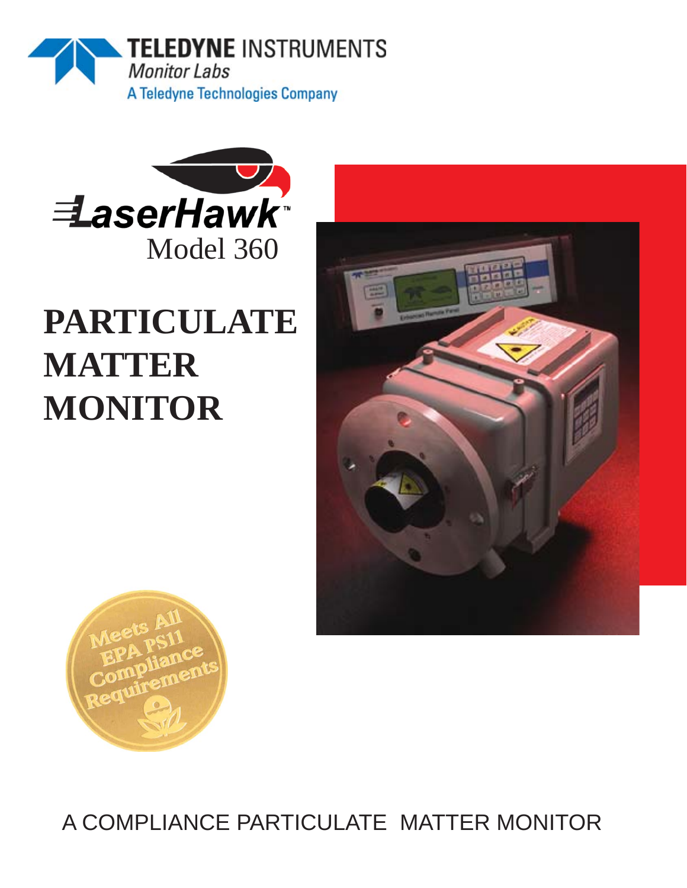TELEDYNE INSTRUMENTS
*Monitor Labs*
A Teledyne Technologies Company

LaserHawk™
Model 360

# PARTICULATE MATTER MONITOR

Meets All EPA PS11 Compliance Requirements

A COMPLIANCE PARTICULATE MATTER MONITOR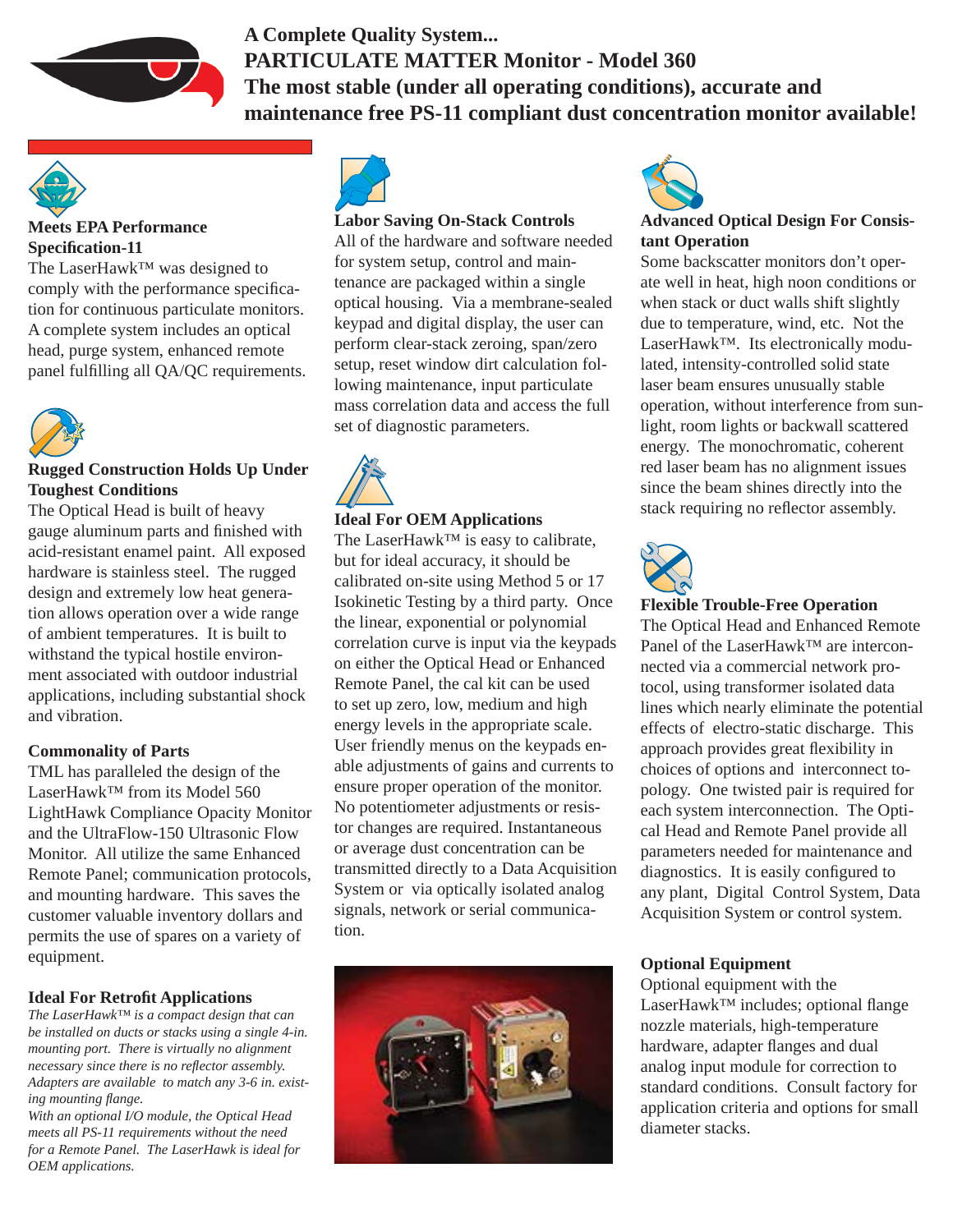# A Complete Quality System...
# PARTICULATE MATTER Monitor - Model 360
# The most stable (under all operating conditions), accurate and maintenance free PS-11 compliant dust concentration monitor available!

### Meets EPA Performance Specification-11

The LaserHawk™ was designed to comply with the performance specification for continuous particulate monitors. A complete system includes an optical head, purge system, enhanced remote panel fulfilling all QA/QC requirements.

### Rugged Construction Holds Up Under Toughest Conditions

The Optical Head is built of heavy gauge aluminum parts and finished with acid-resistant enamel paint. All exposed hardware is stainless steel. The rugged design and extremely low heat generation allows operation over a wide range of ambient temperatures. It is built to withstand the typical hostile environment associated with outdoor industrial applications, including substantial shock and vibration.

### Commonality of Parts

TML has paralleled the design of the LaserHawk™ from its Model 560 LightHawk Compliance Opacity Monitor and the UltraFlow-150 Ultrasonic Flow Monitor. All utilize the same Enhanced Remote Panel; communication protocols, and mounting hardware. This saves the customer valuable inventory dollars and permits the use of spares on a variety of equipment.

### Ideal For Retrofit Applications

*The LaserHawk™ is a compact design that can be installed on ducts or stacks using a single 4-in. mounting port. There is virtually no alignment necessary since there is no reflector assembly. Adapters are available to match any 3-6 in. existing mounting flange.*

*With an optional I/O module, the Optical Head meets all PS-11 requirements without the need for a Remote Panel. The LaserHawk is ideal for OEM applications.*

### Labor Saving On-Stack Controls

All of the hardware and software needed for system setup, control and maintenance are packaged within a single optical housing. Via a membrane-sealed keypad and digital display, the user can perform clear-stack zeroing, span/zero setup, reset window dirt calculation following maintenance, input particulate mass correlation data and access the full set of diagnostic parameters.

### Ideal For OEM Applications

The LaserHawk™ is easy to calibrate, but for ideal accuracy, it should be calibrated on-site using Method 5 or 17 Isokinetic Testing by a third party. Once the linear, exponential or polynomial correlation curve is input via the keypads on either the Optical Head or Enhanced Remote Panel, the cal kit can be used to set up zero, low, medium and high energy levels in the appropriate scale. User friendly menus on the keypads enable adjustments of gains and currents to ensure proper operation of the monitor. No potentiometer adjustments or resistor changes are required. Instantaneous or average dust concentration can be transmitted directly to a Data Acquisition System or via optically isolated analog signals, network or serial communication.

### Advanced Optical Design For Consistant Operation

Some backscatter monitors don't operate well in heat, high noon conditions or when stack or duct walls shift slightly due to temperature, wind, etc. Not the LaserHawk™. Its electronically modulated, intensity-controlled solid state laser beam ensures unusually stable operation, without interference from sunlight, room lights or backwall scattered energy. The monochromatic, coherent red laser beam has no alignment issues since the beam shines directly into the stack requiring no reflector assembly.

### Flexible Trouble-Free Operation

The Optical Head and Enhanced Remote Panel of the LaserHawk™ are interconnected via a commercial network protocol, using transformer isolated data lines which nearly eliminate the potential effects of electro-static discharge. This approach provides great flexibility in choices of options and interconnect topology. One twisted pair is required for each system interconnection. The Optical Head and Remote Panel provide all parameters needed for maintenance and diagnostics. It is easily configured to any plant, Digital Control System, Data Acquisition System or control system.

### Optional Equipment

Optional equipment with the LaserHawk™ includes; optional flange nozzle materials, high-temperature hardware, adapter flanges and dual analog input module for correction to standard conditions. Consult factory for application criteria and options for small diameter stacks.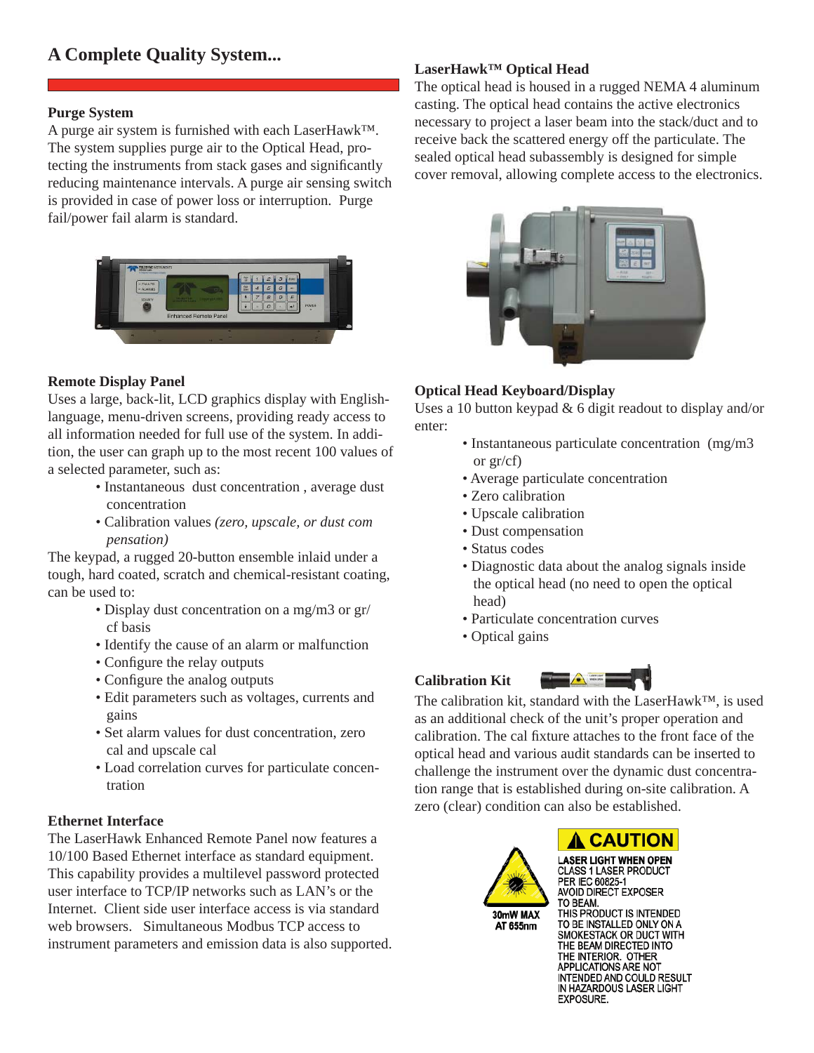# A Complete Quality System...

### Purge System

A purge air system is furnished with each LaserHawk™. The system supplies purge air to the Optical Head, protecting the instruments from stack gases and significantly reducing maintenance intervals. A purge air sensing switch is provided in case of power loss or interruption. Purge fail/power fail alarm is standard.

### Remote Display Panel

Uses a large, back-lit, LCD graphics display with English-language, menu-driven screens, providing ready access to all information needed for full use of the system. In addition, the user can graph up to the most recent 100 values of a selected parameter, such as:

- Instantaneous dust concentration , average dust concentration
- Calibration values *(zero, upscale, or dust compensation)*

The keypad, a rugged 20-button ensemble inlaid under a tough, hard coated, scratch and chemical-resistant coating, can be used to:

- Display dust concentration on a mg/m3 or gr/cf basis
- Identify the cause of an alarm or malfunction
- Configure the relay outputs
- Configure the analog outputs
- Edit parameters such as voltages, currents and gains
- Set alarm values for dust concentration, zero cal and upscale cal
- Load correlation curves for particulate concentration

### Ethernet Interface

The LaserHawk Enhanced Remote Panel now features a 10/100 Based Ethernet interface as standard equipment. This capability provides a multilevel password protected user interface to TCP/IP networks such as LAN's or the Internet. Client side user interface access is via standard web browsers. Simultaneous Modbus TCP access to instrument parameters and emission data is also supported.

### LaserHawk™ Optical Head

The optical head is housed in a rugged NEMA 4 aluminum casting. The optical head contains the active electronics necessary to project a laser beam into the stack/duct and to receive back the scattered energy off the particulate. The sealed optical head subassembly is designed for simple cover removal, allowing complete access to the electronics.

### Optical Head Keyboard/Display

Uses a 10 button keypad & 6 digit readout to display and/or enter:

- Instantaneous particulate concentration (mg/m3 or gr/cf)
- Average particulate concentration
- Zero calibration
- Upscale calibration
- Dust compensation
- Status codes
- Diagnostic data about the analog signals inside the optical head (no need to open the optical head)
- Particulate concentration curves
- Optical gains

### Calibration Kit

The calibration kit, standard with the LaserHawk™, is used as an additional check of the unit's proper operation and calibration. The cal fixture attaches to the front face of the optical head and various audit standards can be inserted to challenge the instrument over the dynamic dust concentration range that is established during on-site calibration. A zero (clear) condition can also be established.

**CAUTION**

30mW MAX AT 655nm

LASER LIGHT WHEN OPEN
CLASS 1 LASER PRODUCT
PER IEC 60825-1
AVOID DIRECT EXPOSER TO BEAM.
THIS PRODUCT IS INTENDED TO BE INSTALLED ONLY ON A SMOKESTACK OR DUCT WITH THE BEAM DIRECTED INTO THE INTERIOR. OTHER APPLICATIONS ARE NOT INTENDED AND COULD RESULT IN HAZARDOUS LASER LIGHT EXPOSURE.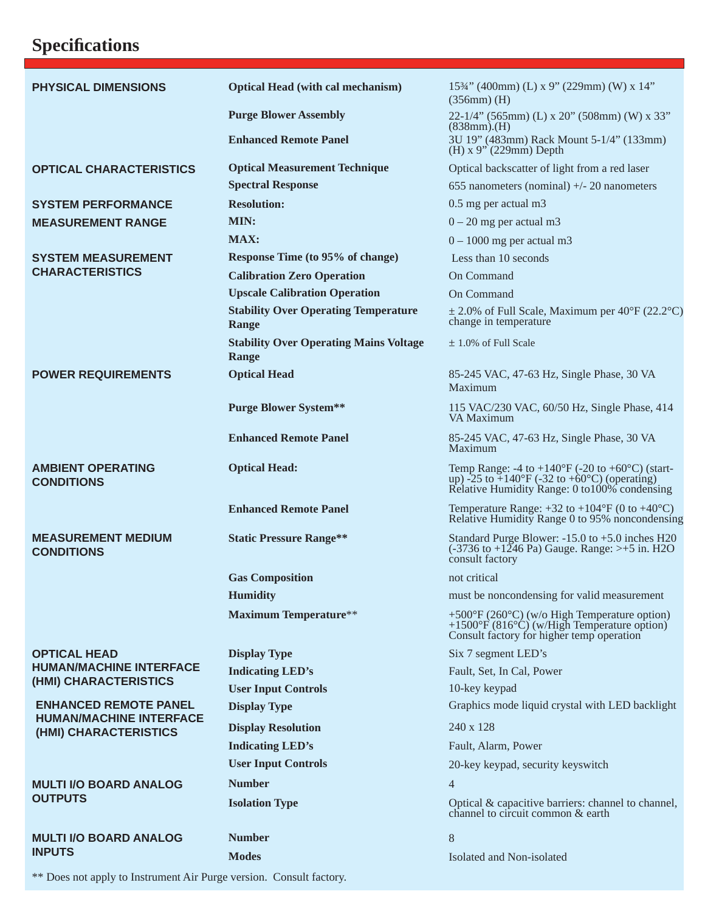# Specifications

| | | |
|---|---|---|
| **PHYSICAL DIMENSIONS** | **Optical Head (with cal mechanism)** | 15¾" (400mm) (L) x 9" (229mm) (W) x 14" (356mm) (H) |
| | **Purge Blower Assembly** | 22-1/4" (565mm) (L) x 20" (508mm) (W) x 33" (838mm).(H) |
| | **Enhanced Remote Panel** | 3U 19" (483mm) Rack Mount 5-1/4" (133mm) (H) x 9" (229mm) Depth |
| **OPTICAL CHARACTERISTICS** | **Optical Measurement Technique** | Optical backscatter of light from a red laser |
| | **Spectral Response** | 655 nanometers (nominal) +/- 20 nanometers |
| **SYSTEM PERFORMANCE** | **Resolution:** | 0.5 mg per actual m3 |
| **MEASUREMENT RANGE** | **MIN:** | 0 – 20 mg per actual m3 |
| | **MAX:** | 0 – 1000 mg per actual m3 |
| **SYSTEM MEASUREMENT CHARACTERISTICS** | **Response Time (to 95% of change)** | Less than 10 seconds |
| | **Calibration Zero Operation** | On Command |
| | **Upscale Calibration Operation** | On Command |
| | **Stability Over Operating Temperature Range** | ± 2.0% of Full Scale, Maximum per 40°F (22.2°C) change in temperature |
| | **Stability Over Operating Mains Voltage Range** | ± 1.0% of Full Scale |
| **POWER REQUIREMENTS** | **Optical Head** | 85-245 VAC, 47-63 Hz, Single Phase, 30 VA Maximum |
| | **Purge Blower System**** | 115 VAC/230 VAC, 60/50 Hz, Single Phase, 414 VA Maximum |
| | **Enhanced Remote Panel** | 85-245 VAC, 47-63 Hz, Single Phase, 30 VA Maximum |
| **AMBIENT OPERATING CONDITIONS** | **Optical Head:** | Temp Range: -4 to +140°F (-20 to +60°C) (start-up) -25 to +140°F (-32 to +60°C) (operating) Relative Humidity Range: 0 to100% condensing |
| | **Enhanced Remote Panel** | Temperature Range: +32 to +104°F (0 to +40°C) Relative Humidity Range 0 to 95% noncondensing |
| **MEASUREMENT MEDIUM CONDITIONS** | **Static Pressure Range**** | Standard Purge Blower: -15.0 to +5.0 inches H20 (-3736 to +1246 Pa) Gauge. Range: >+5 in. H2O consult factory |
| | **Gas Composition** | not critical |
| | **Humidity** | must be noncondensing for valid measurement |
| | **Maximum Temperature**** | +500°F (260°C) (w/o High Temperature option) +1500°F (816°C) (w/High Temperature option) Consult factory for higher temp operation |
| **OPTICAL HEAD HUMAN/MACHINE INTERFACE (HMI) CHARACTERISTICS** | **Display Type** | Six 7 segment LED's |
| | **Indicating LED's** | Fault, Set, In Cal, Power |
| | **User Input Controls** | 10-key keypad |
| **ENHANCED REMOTE PANEL HUMAN/MACHINE INTERFACE (HMI) CHARACTERISTICS** | **Display Type** | Graphics mode liquid crystal with LED backlight |
| | **Display Resolution** | 240 x 128 |
| | **Indicating LED's** | Fault, Alarm, Power |
| | **User Input Controls** | 20-key keypad, security keyswitch |
| **MULTI I/O BOARD ANALOG OUTPUTS** | **Number** | 4 |
| | **Isolation Type** | Optical & capacitive barriers: channel to channel, channel to circuit common & earth |
| **MULTI I/O BOARD ANALOG INPUTS** | **Number** | 8 |
| | **Modes** | Isolated and Non-isolated |

** Does not apply to Instrument Air Purge version. Consult factory.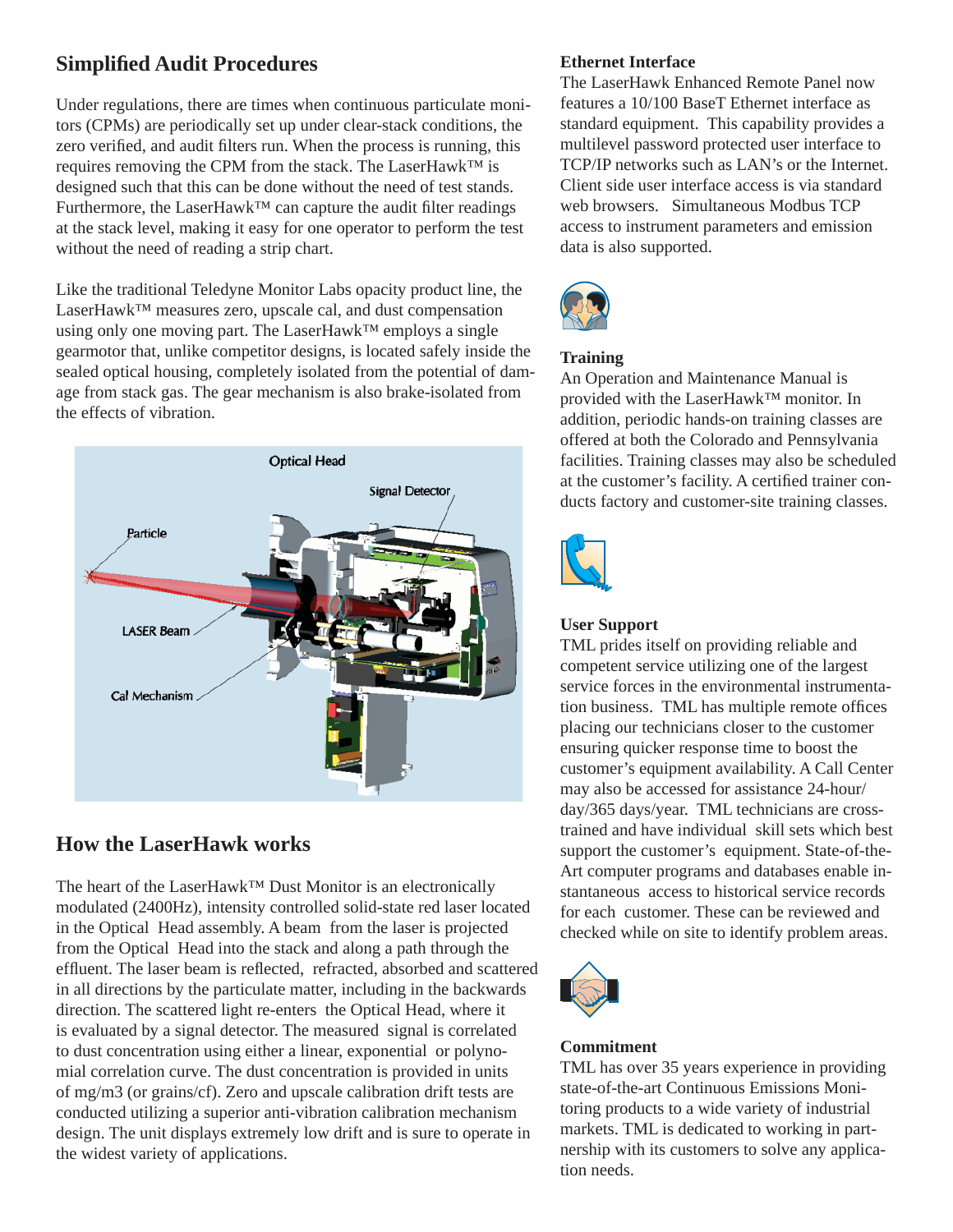## Simplified Audit Procedures

Under regulations, there are times when continuous particulate monitors (CPMs) are periodically set up under clear-stack conditions, the zero verified, and audit filters run. When the process is running, this requires removing the CPM from the stack. The LaserHawk™ is designed such that this can be done without the need of test stands. Furthermore, the LaserHawk™ can capture the audit filter readings at the stack level, making it easy for one operator to perform the test without the need of reading a strip chart.

Like the traditional Teledyne Monitor Labs opacity product line, the LaserHawk™ measures zero, upscale cal, and dust compensation using only one moving part. The LaserHawk™ employs a single gearmotor that, unlike competitor designs, is located safely inside the sealed optical housing, completely isolated from the potential of damage from stack gas. The gear mechanism is also brake-isolated from the effects of vibration.

Optical Head

Signal Detector

Particle

LASER Beam

Cal Mechanism

## How the LaserHawk works

The heart of the LaserHawk™ Dust Monitor is an electronically modulated (2400Hz), intensity controlled solid-state red laser located in the Optical Head assembly. A beam from the laser is projected from the Optical Head into the stack and along a path through the effluent. The laser beam is reflected, refracted, absorbed and scattered in all directions by the particulate matter, including in the backwards direction. The scattered light re-enters the Optical Head, where it is evaluated by a signal detector. The measured signal is correlated to dust concentration using either a linear, exponential or polynomial correlation curve. The dust concentration is provided in units of mg/m3 (or grains/cf). Zero and upscale calibration drift tests are conducted utilizing a superior anti-vibration calibration mechanism design. The unit displays extremely low drift and is sure to operate in the widest variety of applications.

### Ethernet Interface

The LaserHawk Enhanced Remote Panel now features a 10/100 BaseT Ethernet interface as standard equipment. This capability provides a multilevel password protected user interface to TCP/IP networks such as LAN's or the Internet. Client side user interface access is via standard web browsers. Simultaneous Modbus TCP access to instrument parameters and emission data is also supported.

### Training

An Operation and Maintenance Manual is provided with the LaserHawk™ monitor. In addition, periodic hands-on training classes are offered at both the Colorado and Pennsylvania facilities. Training classes may also be scheduled at the customer's facility. A certified trainer conducts factory and customer-site training classes.

### User Support

TML prides itself on providing reliable and competent service utilizing one of the largest service forces in the environmental instrumentation business. TML has multiple remote offices placing our technicians closer to the customer ensuring quicker response time to boost the customer's equipment availability. A Call Center may also be accessed for assistance 24-hour/day/365 days/year. TML technicians are cross-trained and have individual skill sets which best support the customer's equipment. State-of-the-Art computer programs and databases enable instantaneous access to historical service records for each customer. These can be reviewed and checked while on site to identify problem areas.

### Commitment

TML has over 35 years experience in providing state-of-the-art Continuous Emissions Monitoring products to a wide variety of industrial markets. TML is dedicated to working in partnership with its customers to solve any application needs.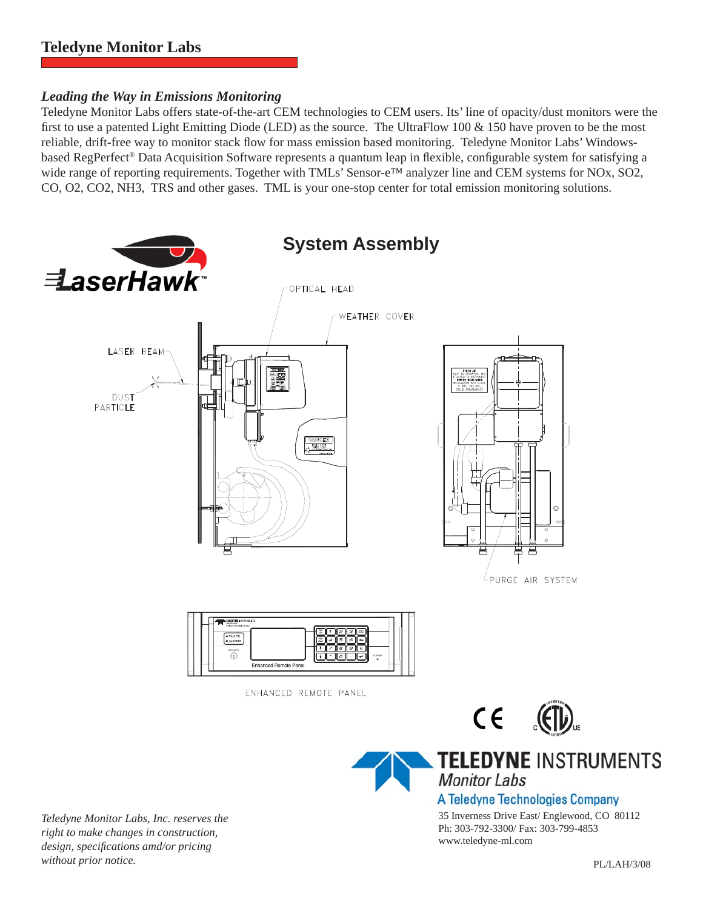## Teledyne Monitor Labs

### *Leading the Way in Emissions Monitoring*

Teledyne Monitor Labs offers state-of-the-art CEM technologies to CEM users. Its' line of opacity/dust monitors were the first to use a patented Light Emitting Diode (LED) as the source. The UltraFlow 100 & 150 have proven to be the most reliable, drift-free way to monitor stack flow for mass emission based monitoring. Teledyne Monitor Labs' Windows-based RegPerfect® Data Acquisition Software represents a quantum leap in flexible, configurable system for satisfying a wide range of reporting requirements. Together with TMLs' Sensor-e™ analyzer line and CEM systems for NOx, SO2, CO, O2, CO2, NH3, TRS and other gases. TML is your one-stop center for total emission monitoring solutions.

LaserHawk™

## System Assembly

OPTICAL HEAD

WEATHER COVER

LASER BEAM

DUST PARTICLE

PURGE AIR SYSTEM

Enhanced Remote Panel

ENHANCED REMOTE PANEL

**TELEDYNE INSTRUMENTS**
*Monitor Labs*
A Teledyne Technologies Company

35 Inverness Drive East/ Englewood, CO 80112
Ph: 303-792-3300/ Fax: 303-799-4853
www.teledyne-ml.com

*Teledyne Monitor Labs, Inc. reserves the right to make changes in construction, design, specifications amd/or pricing without prior notice.*

PL/LAH/3/08